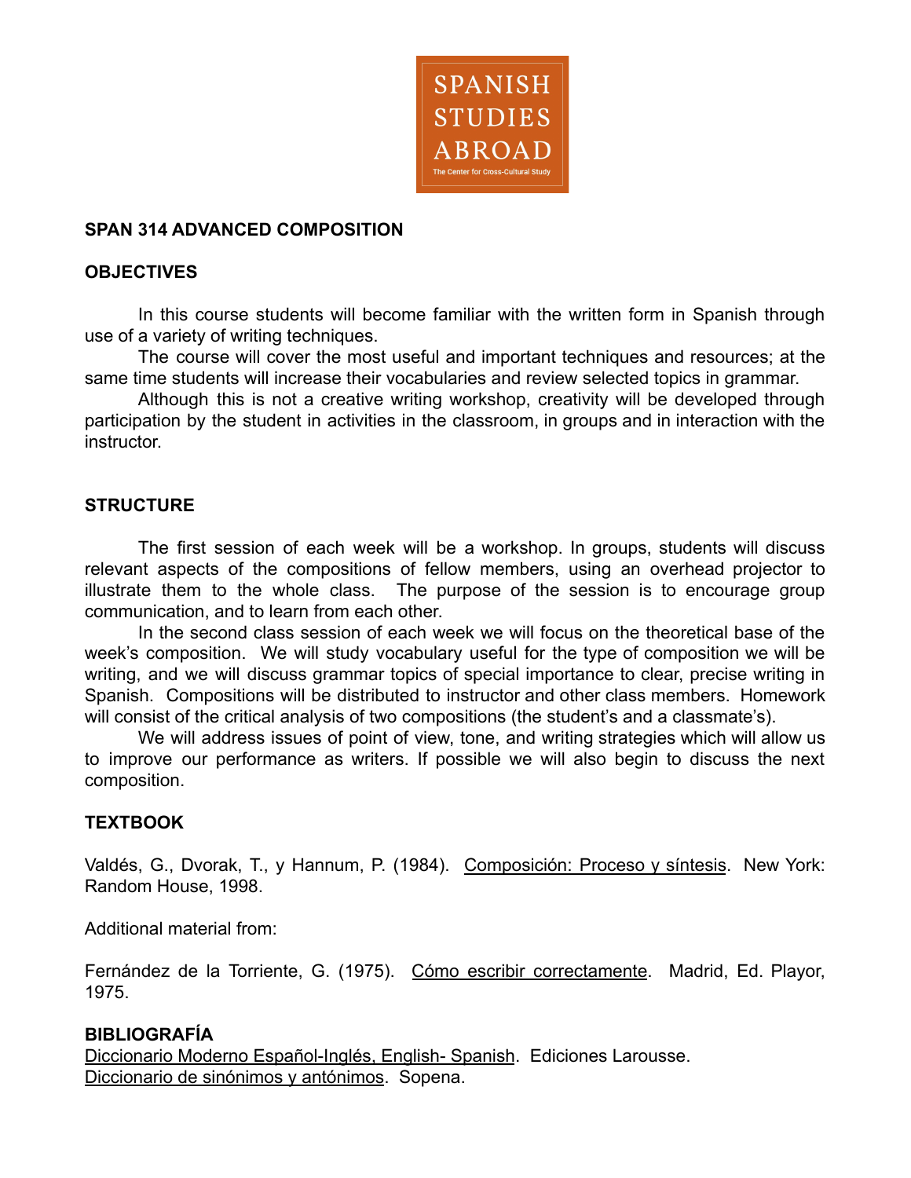SPANISH STUDIES ABROAD
The Center for Cross-Cultural Study

## SPAN 314 ADVANCED COMPOSITION

### OBJECTIVES

In this course students will become familiar with the written form in Spanish through use of a variety of writing techniques.

The course will cover the most useful and important techniques and resources; at the same time students will increase their vocabularies and review selected topics in grammar.

Although this is not a creative writing workshop, creativity will be developed through participation by the student in activities in the classroom, in groups and in interaction with the instructor.

### STRUCTURE

The first session of each week will be a workshop. In groups, students will discuss relevant aspects of the compositions of fellow members, using an overhead projector to illustrate them to the whole class. The purpose of the session is to encourage group communication, and to learn from each other.

In the second class session of each week we will focus on the theoretical base of the week's composition. We will study vocabulary useful for the type of composition we will be writing, and we will discuss grammar topics of special importance to clear, precise writing in Spanish. Compositions will be distributed to instructor and other class members. Homework will consist of the critical analysis of two compositions (the student's and a classmate's).

We will address issues of point of view, tone, and writing strategies which will allow us to improve our performance as writers. If possible we will also begin to discuss the next composition.

### TEXTBOOK

Valdés, G., Dvorak, T., y Hannum, P. (1984). Composición: Proceso y síntesis. New York: Random House, 1998.

Additional material from:

Fernández de la Torriente, G. (1975). Cómo escribir correctamente. Madrid, Ed. Playor, 1975.

### BIBLIOGRAFÍA

Diccionario Moderno Español-Inglés, English- Spanish. Ediciones Larousse.
Diccionario de sinónimos y antónimos. Sopena.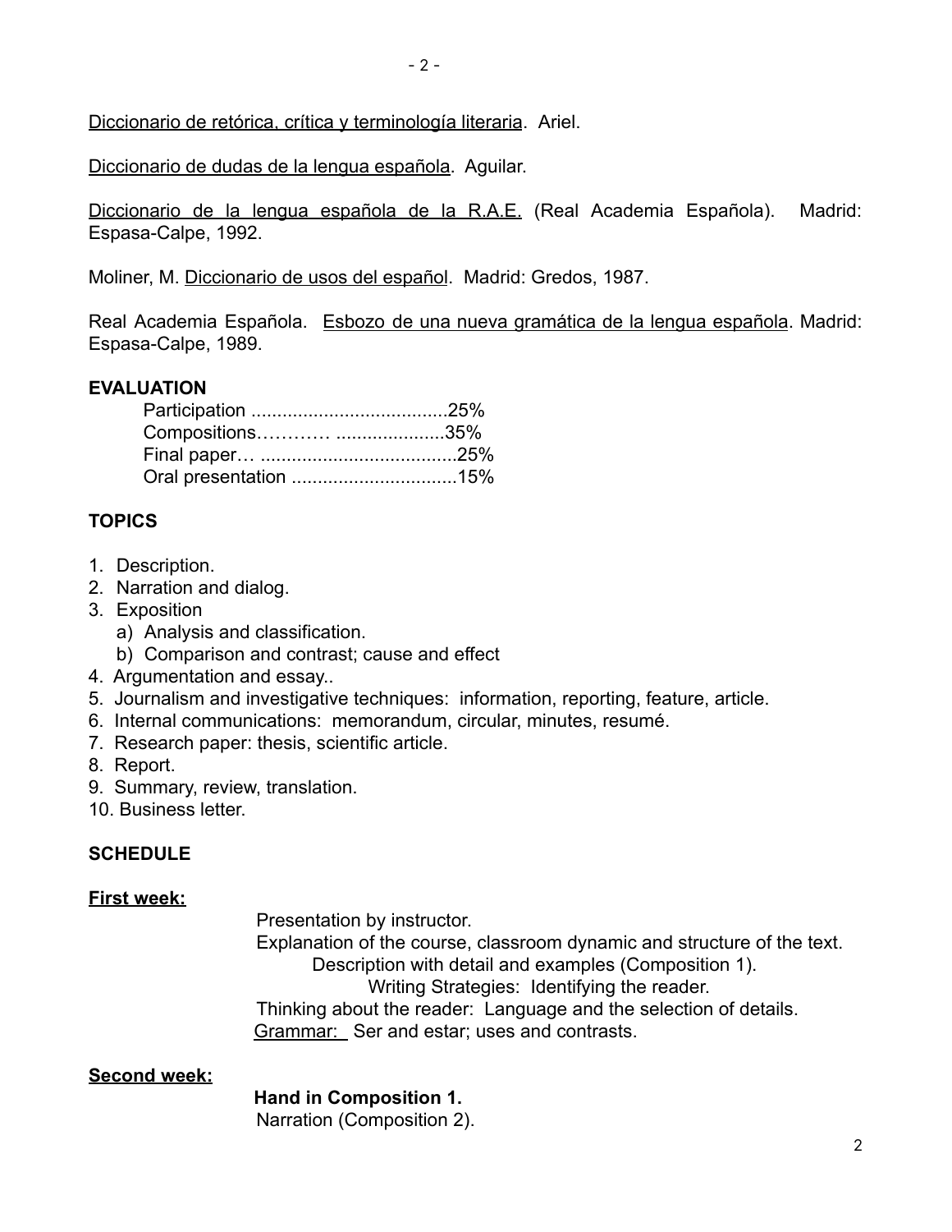Diccionario de retórica, crítica y terminología literaria. Ariel.

Diccionario de dudas de la lengua española. Aguilar.

Diccionario de la lengua española de la R.A.E. (Real Academia Española). Madrid: Espasa-Calpe, 1992.

Moliner, M. Diccionario de usos del español. Madrid: Gredos, 1987.

Real Academia Española. Esbozo de una nueva gramática de la lengua española. Madrid: Espasa-Calpe, 1989.

## EVALUATION

Participation ......................................25%
Compositions………… .....................35%
Final paper… .......................................25%
Oral presentation ................................15%

## TOPICS

1. Description.
2. Narration and dialog.
3. Exposition
   a) Analysis and classification.
   b) Comparison and contrast; cause and effect
4. Argumentation and essay..
5. Journalism and investigative techniques: information, reporting, feature, article.
6. Internal communications: memorandum, circular, minutes, resumé.
7. Research paper: thesis, scientific article.
8. Report.
9. Summary, review, translation.
10. Business letter.

## SCHEDULE

**First week:**

Presentation by instructor.
Explanation of the course, classroom dynamic and structure of the text.
Description with detail and examples (Composition 1).
Writing Strategies: Identifying the reader.
Thinking about the reader: Language and the selection of details.
Grammar: Ser and estar; uses and contrasts.

**Second week:**

**Hand in Composition 1.**
Narration (Composition 2).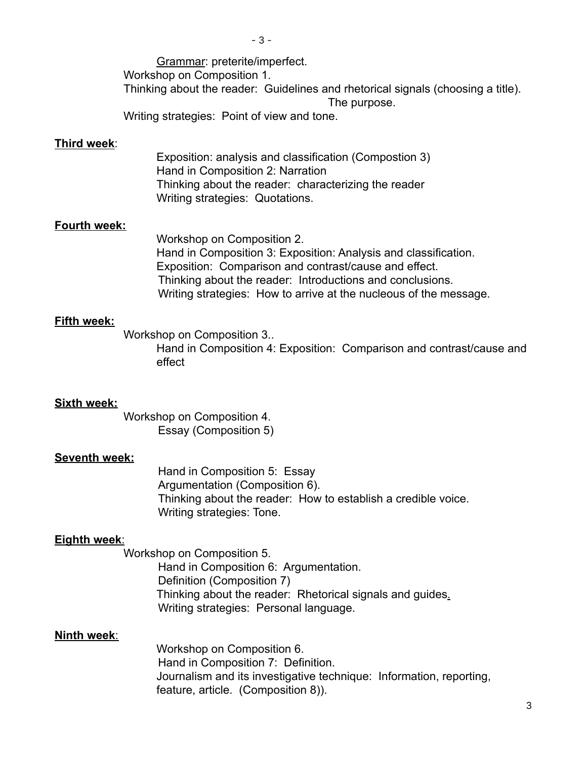<u>Grammar</u>: preterite/imperfect.

Workshop on Composition 1.

Thinking about the reader: Guidelines and rhetorical signals (choosing a title). The purpose.

Writing strategies: Point of view and tone.

**<u>Third week</u>**:

Exposition: analysis and classification (Compostion 3)
Hand in Composition 2: Narration
Thinking about the reader: characterizing the reader
Writing strategies: Quotations.

**<u>Fourth week:</u>**

Workshop on Composition 2.
Hand in Composition 3: Exposition: Analysis and classification.
Exposition: Comparison and contrast/cause and effect.
Thinking about the reader: Introductions and conclusions.
Writing strategies: How to arrive at the nucleous of the message.

**<u>Fifth week:</u>**

Workshop on Composition 3..
Hand in Composition 4: Exposition: Comparison and contrast/cause and effect

**<u>Sixth week:</u>**

Workshop on Composition 4.
Essay (Composition 5)

**<u>Seventh week:</u>**

Hand in Composition 5: Essay
Argumentation (Composition 6).
Thinking about the reader: How to establish a credible voice.
Writing strategies: Tone.

**<u>Eighth week</u>**:

Workshop on Composition 5.
Hand in Composition 6: Argumentation.
Definition (Composition 7)
Thinking about the reader: Rhetorical signals and guides.
Writing strategies: Personal language.

**<u>Ninth week</u>**:

Workshop on Composition 6.
Hand in Composition 7: Definition.
Journalism and its investigative technique: Information, reporting, feature, article. (Composition 8)).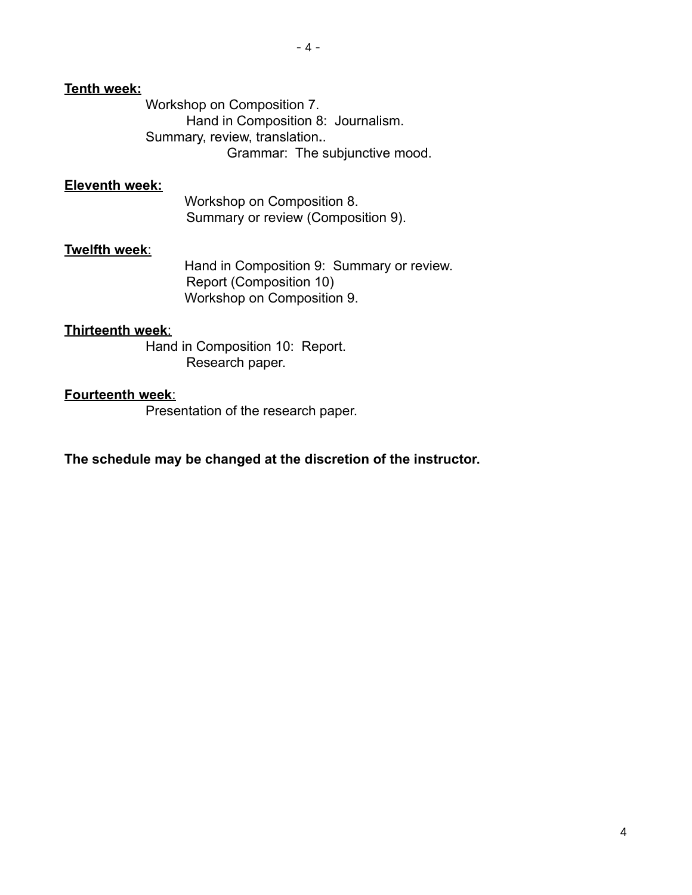**Tenth week:**

Workshop on Composition 7.

Hand in Composition 8: Journalism.

Summary, review, translation..

Grammar: The subjunctive mood.

**Eleventh week:**

Workshop on Composition 8.

Summary or review (Composition 9).

**Twelfth week**:

Hand in Composition 9: Summary or review.

Report (Composition 10)

Workshop on Composition 9.

**Thirteenth week**:

Hand in Composition 10: Report.

Research paper.

**Fourteenth week**:

Presentation of the research paper.

**The schedule may be changed at the discretion of the instructor.**